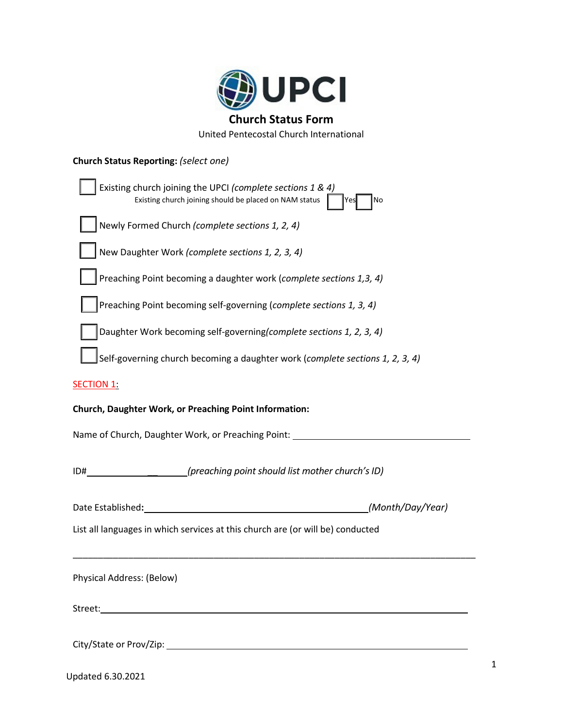# Church Status Form

United Pentecostal Church International

**Church Status Reporting:** *(select one)*

- ☐ Existing church joining the UPCI *(complete sections 1 & 4)*
  - Existing church joining should be placed on NAM status ☐ Yes ☐ No
- ☐ Newly Formed Church *(complete sections 1, 2, 4)*
- ☐ New Daughter Work *(complete sections 1, 2, 3, 4)*
- ☐ Preaching Point becoming a daughter work (*complete sections 1,3, 4)*
- ☐ Preaching Point becoming self-governing (*complete sections 1, 3, 4)*
- ☐ Daughter Work becoming self-governing*(complete sections 1, 2, 3, 4)*
- ☐ Self-governing church becoming a daughter work (*complete sections 1, 2, 3, 4)*

SECTION 1:

**Church, Daughter Work, or Preaching Point Information:**

Name of Church, Daughter Work, or Preaching Point: ______________________________

ID# ____________________ *(preaching point should list mother church's ID)*

Date Established**:** ______________________________________ *(Month/Day/Year)*

List all languages in which services at this church are (or will be) conducted

_______________________________________________________________________

Physical Address: (Below)

Street: ____________________________________________________________

City/State or Prov/Zip: ______________________________________________

Updated 6.30.2021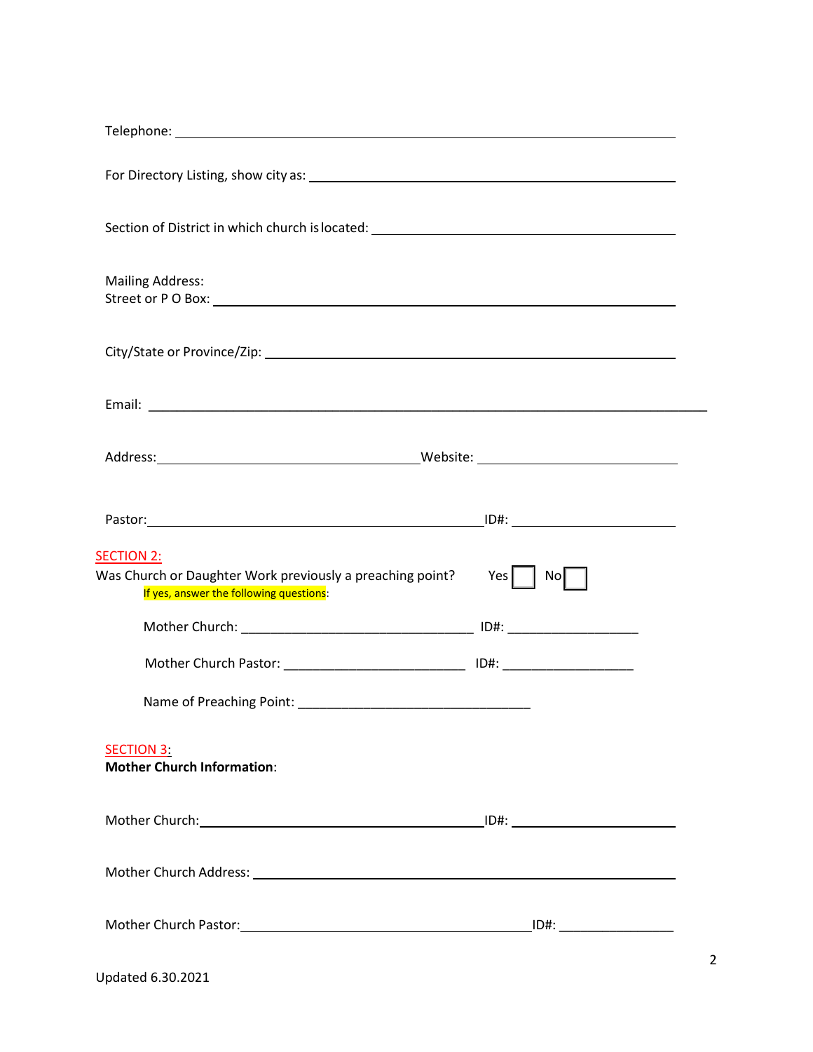Telephone: \_\_\_\_\_\_\_\_\_\_\_\_\_\_\_\_\_\_\_\_\_\_\_\_\_\_\_\_\_\_\_\_\_\_\_\_\_\_\_\_\_\_\_\_\_\_\_\_

For Directory Listing, show city as: \_\_\_\_\_\_\_\_\_\_\_\_\_\_\_\_\_\_\_\_\_\_\_\_\_\_\_\_\_\_\_\_\_\_\_\_

Section of District in which church is located: \_\_\_\_\_\_\_\_\_\_\_\_\_\_\_\_\_\_\_\_\_\_\_\_\_\_\_\_\_\_

Mailing Address:
Street or P O Box: \_\_\_\_\_\_\_\_\_\_\_\_\_\_\_\_\_\_\_\_\_\_\_\_\_\_\_\_\_\_\_\_\_\_\_\_\_\_\_\_\_\_\_\_\_

City/State or Province/Zip: \_\_\_\_\_\_\_\_\_\_\_\_\_\_\_\_\_\_\_\_\_\_\_\_\_\_\_\_\_\_\_\_\_\_\_\_\_\_\_\_

Email: \_\_\_\_\_\_\_\_\_\_\_\_\_\_\_\_\_\_\_\_\_\_\_\_\_\_\_\_\_\_\_\_\_\_\_\_\_\_\_\_\_\_\_\_\_\_\_\_\_\_\_\_\_\_\_

Address: \_\_\_\_\_\_\_\_\_\_\_\_\_\_\_\_\_\_\_\_\_\_\_\_\_\_ Website: \_\_\_\_\_\_\_\_\_\_\_\_\_\_\_\_\_\_\_\_

Pastor: \_\_\_\_\_\_\_\_\_\_\_\_\_\_\_\_\_\_\_\_\_\_\_\_\_\_\_\_\_\_\_\_\_ ID#: \_\_\_\_\_\_\_\_\_\_\_\_\_\_\_\_

## SECTION 2:

Was Church or Daughter Work previously a preaching point? Yes ☐ No ☐

If yes, answer the following questions:

Mother Church: \_\_\_\_\_\_\_\_\_\_\_\_\_\_\_\_\_\_\_\_\_\_\_\_\_\_\_\_\_\_\_\_ ID#: \_\_\_\_\_\_\_\_\_\_\_\_\_\_\_\_\_\_

Mother Church Pastor: \_\_\_\_\_\_\_\_\_\_\_\_\_\_\_\_\_\_\_\_\_\_\_\_\_ ID#: \_\_\_\_\_\_\_\_\_\_\_\_\_\_\_\_\_\_

Name of Preaching Point: \_\_\_\_\_\_\_\_\_\_\_\_\_\_\_\_\_\_\_\_\_\_\_\_\_\_\_\_\_\_\_\_

## SECTION 3:

**Mother Church Information**:

Mother Church: \_\_\_\_\_\_\_\_\_\_\_\_\_\_\_\_\_\_\_\_\_\_\_\_\_\_\_\_\_\_\_\_\_\_\_\_ ID#: \_\_\_\_\_\_\_\_\_\_\_\_\_\_\_\_

Mother Church Address: \_\_\_\_\_\_\_\_\_\_\_\_\_\_\_\_\_\_\_\_\_\_\_\_\_\_\_\_\_\_\_\_\_\_\_\_\_\_\_\_\_\_\_

Mother Church Pastor: \_\_\_\_\_\_\_\_\_\_\_\_\_\_\_\_\_\_\_\_\_\_\_\_\_\_\_\_\_\_\_\_\_\_\_ ID#: \_\_\_\_\_\_\_\_\_\_\_\_\_\_\_

Updated 6.30.2021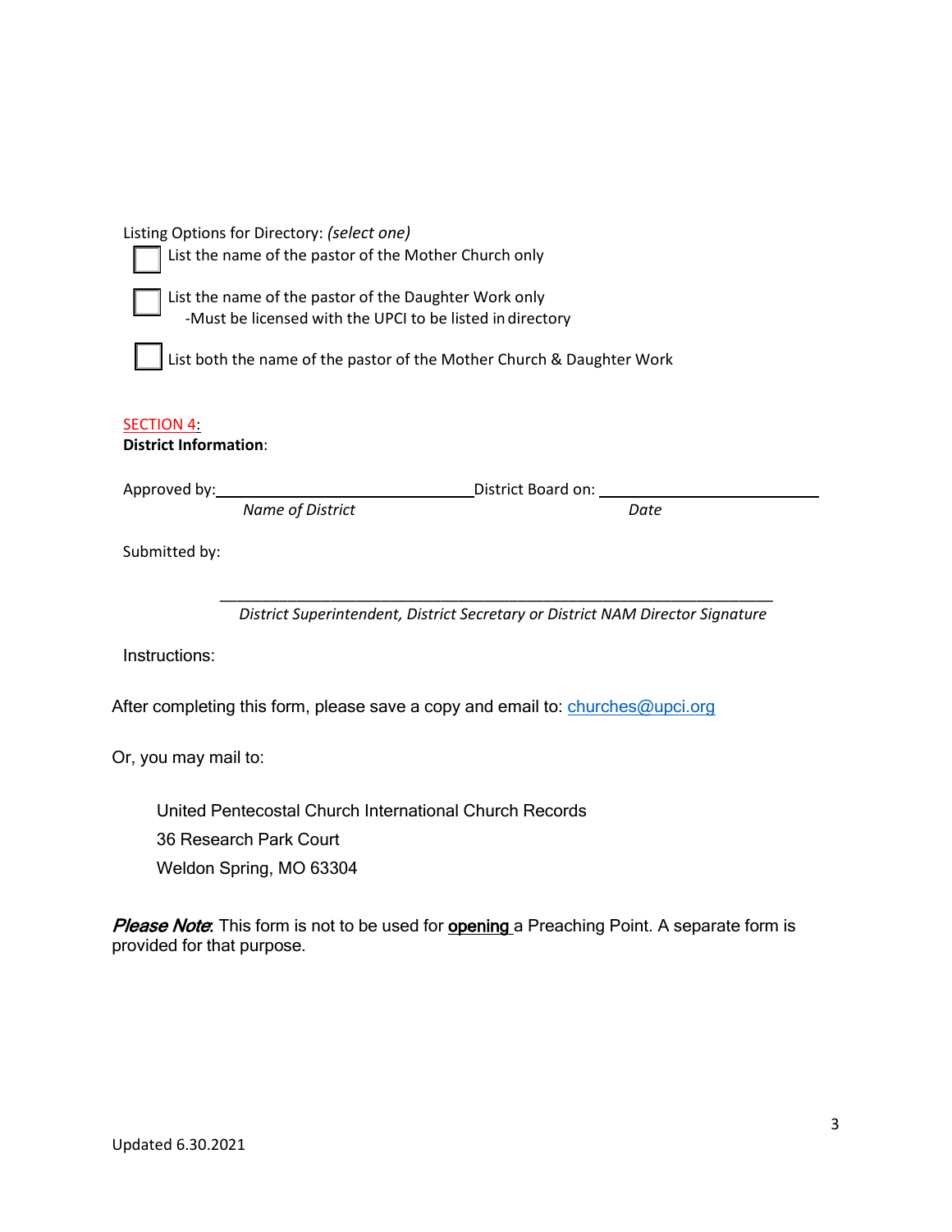Listing Options for Directory: *(select one)*

- ☐ List the name of the pastor of the Mother Church only
- ☐ List the name of the pastor of the Daughter Work only
  - -Must be licensed with the UPCI to be listed in directory
- ☐ List both the name of the pastor of the Mother Church & Daughter Work

SECTION 4:

**District Information**:

Approved by:______________________________ District Board on: _________________________

*Name of District* *Date*

Submitted by:

_________________________________________________________________

*District Superintendent, District Secretary or District NAM Director Signature*

Instructions:

After completing this form, please save a copy and email to: churches@upci.org

Or, you may mail to:

United Pentecostal Church International Church Records
36 Research Park Court
Weldon Spring, MO 63304

***Please Note***: This form is not to be used for **opening** a Preaching Point. A separate form is provided for that purpose.

Updated 6.30.2021